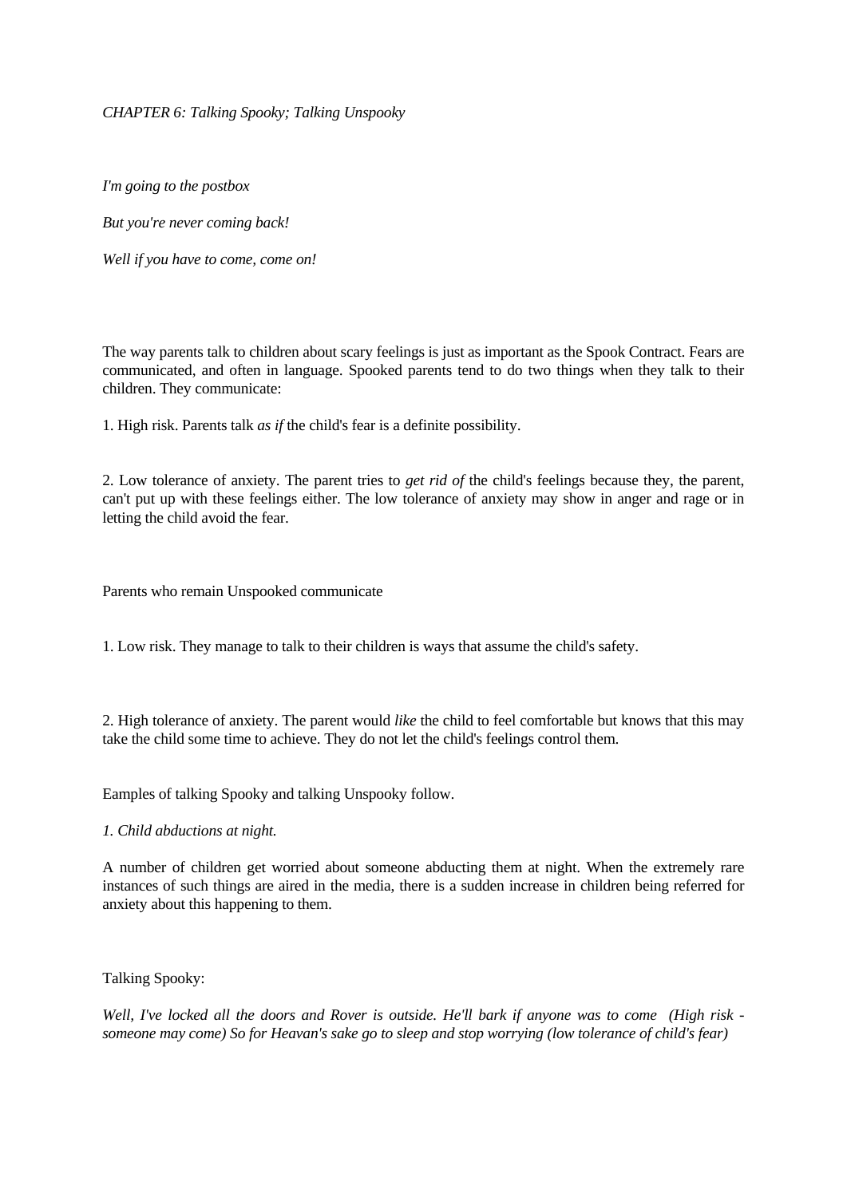*CHAPTER 6: Talking Spooky; Talking Unspooky*

*I'm going to the postbox*

*But you're never coming back!*

*Well if you have to come, come on!*

The way parents talk to children about scary feelings is just as important as the Spook Contract. Fears are communicated, and often in language. Spooked parents tend to do two things when they talk to their children. They communicate:

1. High risk. Parents talk *as if* the child's fear is a definite possibility.

2. Low tolerance of anxiety. The parent tries to *get rid of* the child's feelings because they, the parent, can't put up with these feelings either. The low tolerance of anxiety may show in anger and rage or in letting the child avoid the fear.

Parents who remain Unspooked communicate

1. Low risk. They manage to talk to their children is ways that assume the child's safety.

2. High tolerance of anxiety. The parent would *like* the child to feel comfortable but knows that this may take the child some time to achieve. They do not let the child's feelings control them.

Eamples of talking Spooky and talking Unspooky follow.

*1. Child abductions at night.*

A number of children get worried about someone abducting them at night. When the extremely rare instances of such things are aired in the media, there is a sudden increase in children being referred for anxiety about this happening to them.

Talking Spooky:

*Well, I've locked all the doors and Rover is outside. He'll bark if anyone was to come (High risk - someone may come) So for Heavan's sake go to sleep and stop worrying (low tolerance of child's fear)*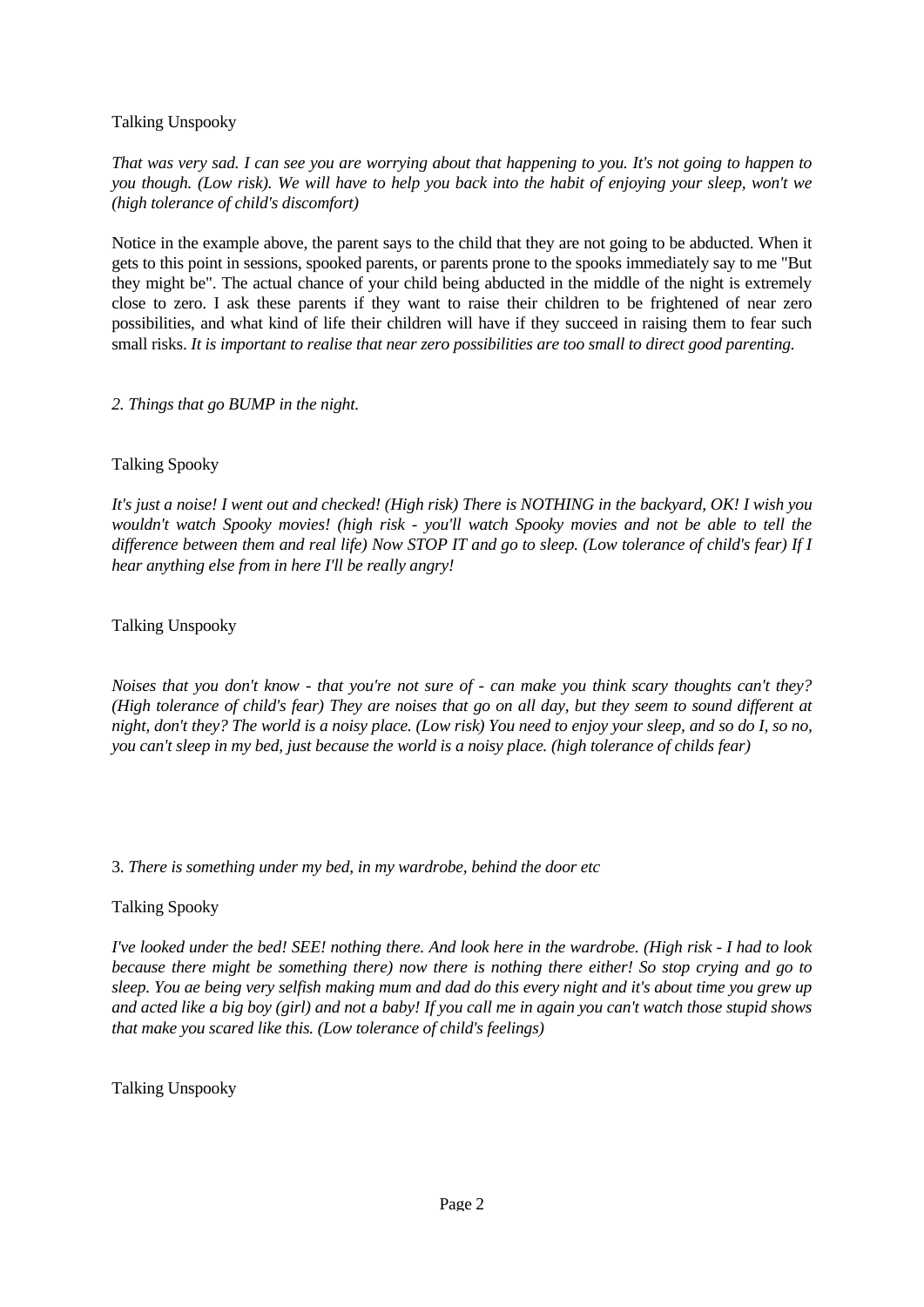Talking Unspooky

*That was very sad. I can see you are worrying about that happening to you. It's not going to happen to you though. (Low risk). We will have to help you back into the habit of enjoying your sleep, won't we (high tolerance of child's discomfort)*

Notice in the example above, the parent says to the child that they are not going to be abducted. When it gets to this point in sessions, spooked parents, or parents prone to the spooks immediately say to me "But they might be". The actual chance of your child being abducted in the middle of the night is extremely close to zero. I ask these parents if they want to raise their children to be frightened of near zero possibilities, and what kind of life their children will have if they succeed in raising them to fear such small risks. *It is important to realise that near zero possibilities are too small to direct good parenting.*

*2. Things that go BUMP in the night.*

Talking Spooky

*It's just a noise! I went out and checked! (High risk) There is NOTHING in the backyard, OK! I wish you wouldn't watch Spooky movies! (high risk - you'll watch Spooky movies and not be able to tell the difference between them and real life) Now STOP IT and go to sleep. (Low tolerance of child's fear) If I hear anything else from in here I'll be really angry!*

Talking Unspooky

*Noises that you don't know - that you're not sure of - can make you think scary thoughts can't they? (High tolerance of child's fear) They are noises that go on all day, but they seem to sound different at night, don't they? The world is a noisy place. (Low risk) You need to enjoy your sleep, and so do I, so no, you can't sleep in my bed, just because the world is a noisy place. (high tolerance of childs fear)*

3. *There is something under my bed, in my wardrobe, behind the door etc*

Talking Spooky

*I've looked under the bed! SEE! nothing there. And look here in the wardrobe. (High risk - I had to look because there might be something there) now there is nothing there either! So stop crying and go to sleep. You ae being very selfish making mum and dad do this every night and it's about time you grew up and acted like a big boy (girl) and not a baby! If you call me in again you can't watch those stupid shows that make you scared like this. (Low tolerance of child's feelings)*

Talking Unspooky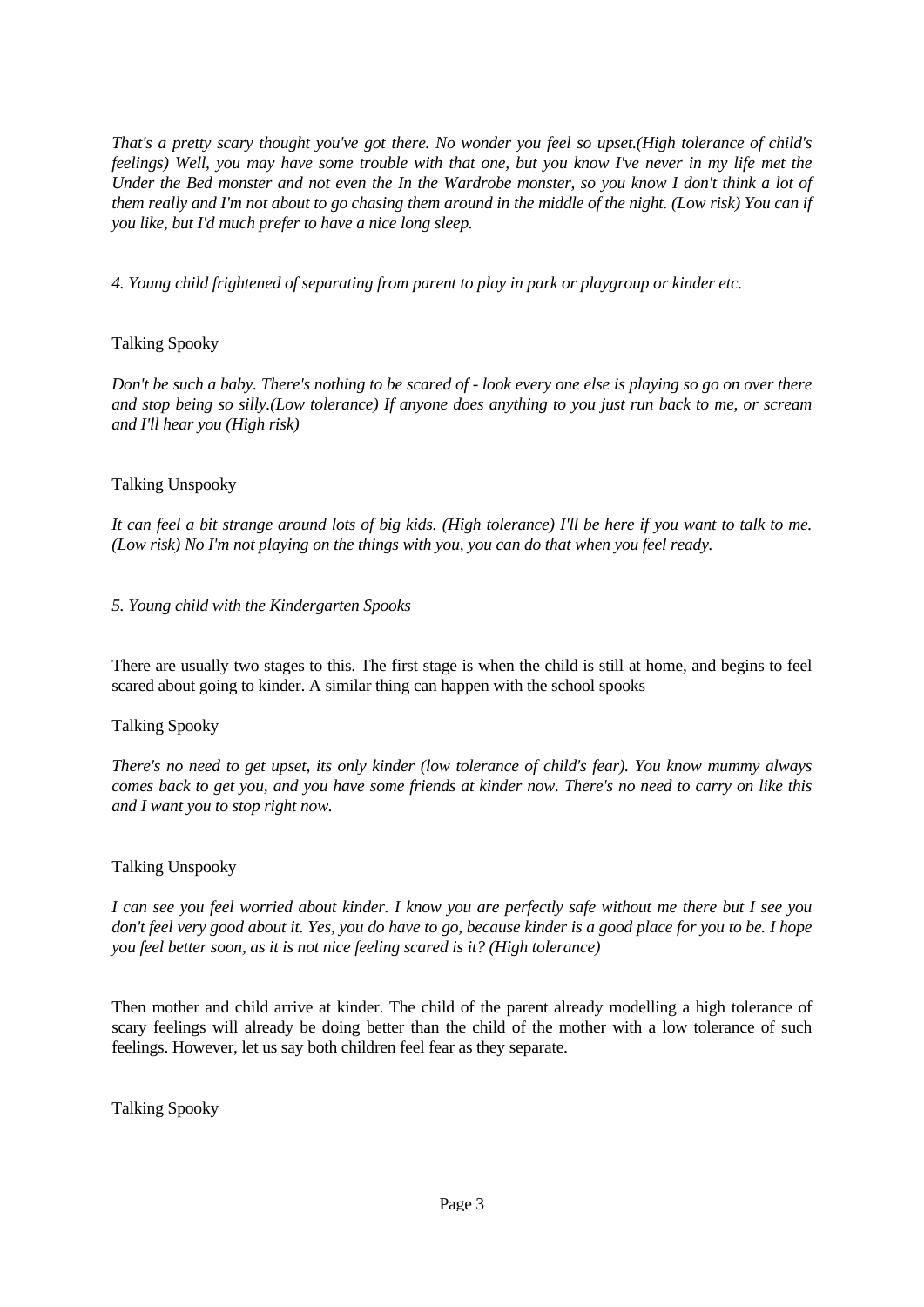*That's a pretty scary thought you've got there. No wonder you feel so upset.(High tolerance of child's feelings) Well, you may have some trouble with that one, but you know I've never in my life met the Under the Bed monster and not even the In the Wardrobe monster, so you know I don't think a lot of them really and I'm not about to go chasing them around in the middle of the night. (Low risk) You can if you like, but I'd much prefer to have a nice long sleep.*

*4. Young child frightened of separating from parent to play in park or playgroup or kinder etc.*

Talking Spooky

*Don't be such a baby. There's nothing to be scared of - look every one else is playing so go on over there and stop being so silly.(Low tolerance) If anyone does anything to you just run back to me, or scream and I'll hear you (High risk)*

Talking Unspooky

*It can feel a bit strange around lots of big kids. (High tolerance) I'll be here if you want to talk to me. (Low risk) No I'm not playing on the things with you, you can do that when you feel ready.*

*5. Young child with the Kindergarten Spooks*

There are usually two stages to this. The first stage is when the child is still at home, and begins to feel scared about going to kinder. A similar thing can happen with the school spooks

Talking Spooky

*There's no need to get upset, its only kinder (low tolerance of child's fear). You know mummy always comes back to get you, and you have some friends at kinder now. There's no need to carry on like this and I want you to stop right now.*

Talking Unspooky

*I can see you feel worried about kinder. I know you are perfectly safe without me there but I see you don't feel very good about it. Yes, you do have to go, because kinder is a good place for you to be. I hope you feel better soon, as it is not nice feeling scared is it? (High tolerance)*

Then mother and child arrive at kinder. The child of the parent already modelling a high tolerance of scary feelings will already be doing better than the child of the mother with a low tolerance of such feelings. However, let us say both children feel fear as they separate.

Talking Spooky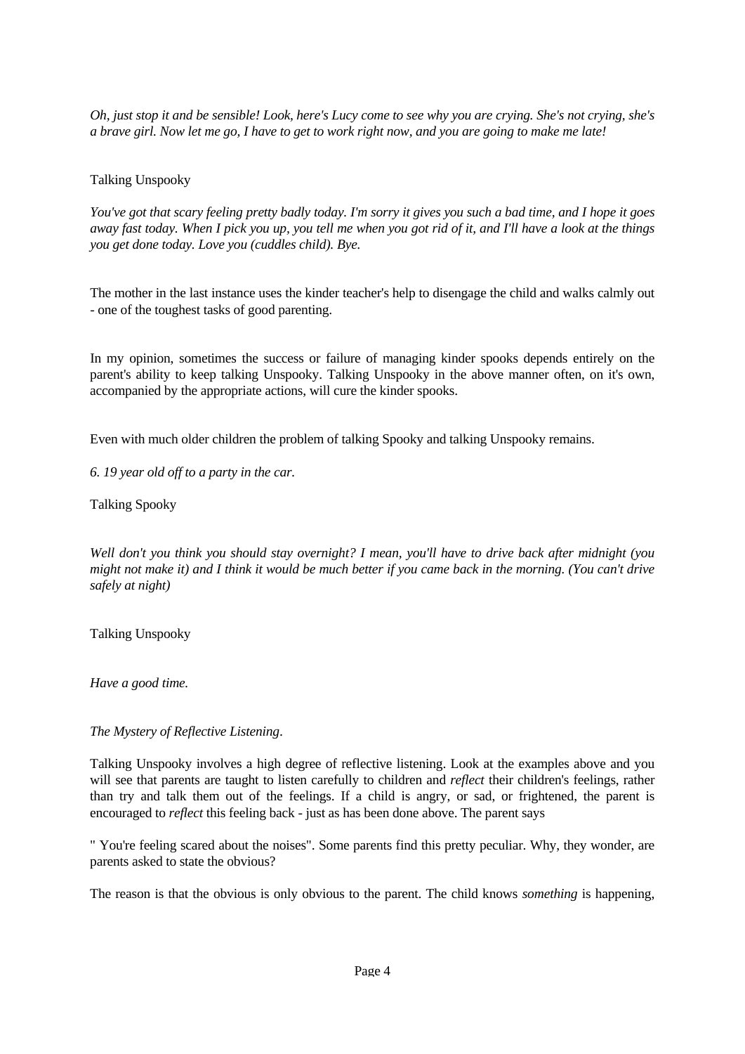*Oh, just stop it and be sensible! Look, here's Lucy come to see why you are crying. She's not crying, she's a brave girl. Now let me go, I have to get to work right now, and you are going to make me late!*

Talking Unspooky

*You've got that scary feeling pretty badly today. I'm sorry it gives you such a bad time, and I hope it goes away fast today. When I pick you up, you tell me when you got rid of it, and I'll have a look at the things you get done today. Love you (cuddles child). Bye.*

The mother in the last instance uses the kinder teacher's help to disengage the child and walks calmly out - one of the toughest tasks of good parenting.

In my opinion, sometimes the success or failure of managing kinder spooks depends entirely on the parent's ability to keep talking Unspooky. Talking Unspooky in the above manner often, on it's own, accompanied by the appropriate actions, will cure the kinder spooks.

Even with much older children the problem of talking Spooky and talking Unspooky remains.

*6. 19 year old off to a party in the car.*

Talking Spooky

*Well don't you think you should stay overnight? I mean, you'll have to drive back after midnight (you might not make it) and I think it would be much better if you came back in the morning. (You can't drive safely at night)*

Talking Unspooky

*Have a good time.*

*The Mystery of Reflective Listening*.

Talking Unspooky involves a high degree of reflective listening. Look at the examples above and you will see that parents are taught to listen carefully to children and *reflect* their children's feelings, rather than try and talk them out of the feelings. If a child is angry, or sad, or frightened, the parent is encouraged to *reflect* this feeling back - just as has been done above. The parent says

" You're feeling scared about the noises". Some parents find this pretty peculiar. Why, they wonder, are parents asked to state the obvious?

The reason is that the obvious is only obvious to the parent. The child knows *something* is happening,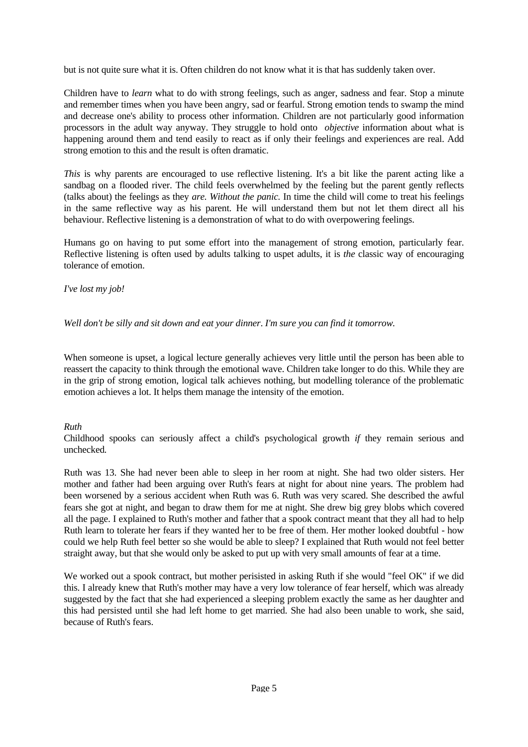but is not quite sure what it is. Often children do not know what it is that has suddenly taken over.

Children have to *learn* what to do with strong feelings, such as anger, sadness and fear. Stop a minute and remember times when you have been angry, sad or fearful. Strong emotion tends to swamp the mind and decrease one's ability to process other information. Children are not particularly good information processors in the adult way anyway. They struggle to hold onto *objective* information about what is happening around them and tend easily to react as if only their feelings and experiences are real. Add strong emotion to this and the result is often dramatic.

*This* is why parents are encouraged to use reflective listening. It's a bit like the parent acting like a sandbag on a flooded river. The child feels overwhelmed by the feeling but the parent gently reflects (talks about) the feelings as they *are. Without the panic.* In time the child will come to treat his feelings in the same reflective way as his parent. He will understand them but not let them direct all his behaviour. Reflective listening is a demonstration of what to do with overpowering feelings.

Humans go on having to put some effort into the management of strong emotion, particularly fear. Reflective listening is often used by adults talking to uspet adults, it is *the* classic way of encouraging tolerance of emotion.

*I've lost my job!*

*Well don't be silly and sit down and eat your dinner. I'm sure you can find it tomorrow.*

When someone is upset, a logical lecture generally achieves very little until the person has been able to reassert the capacity to think through the emotional wave. Children take longer to do this. While they are in the grip of strong emotion, logical talk achieves nothing, but modelling tolerance of the problematic emotion achieves a lot. It helps them manage the intensity of the emotion.

*Ruth*

Childhood spooks can seriously affect a child's psychological growth *if* they remain serious and unchecked.

Ruth was 13. She had never been able to sleep in her room at night. She had two older sisters. Her mother and father had been arguing over Ruth's fears at night for about nine years. The problem had been worsened by a serious accident when Ruth was 6. Ruth was very scared. She described the awful fears she got at night, and began to draw them for me at night. She drew big grey blobs which covered all the page. I explained to Ruth's mother and father that a spook contract meant that they all had to help Ruth learn to tolerate her fears if they wanted her to be free of them. Her mother looked doubtful - how could we help Ruth feel better so she would be able to sleep? I explained that Ruth would not feel better straight away, but that she would only be asked to put up with very small amounts of fear at a time.

We worked out a spook contract, but mother perisisted in asking Ruth if she would "feel OK" if we did this. I already knew that Ruth's mother may have a very low tolerance of fear herself, which was already suggested by the fact that she had experienced a sleeping problem exactly the same as her daughter and this had persisted until she had left home to get married. She had also been unable to work, she said, because of Ruth's fears.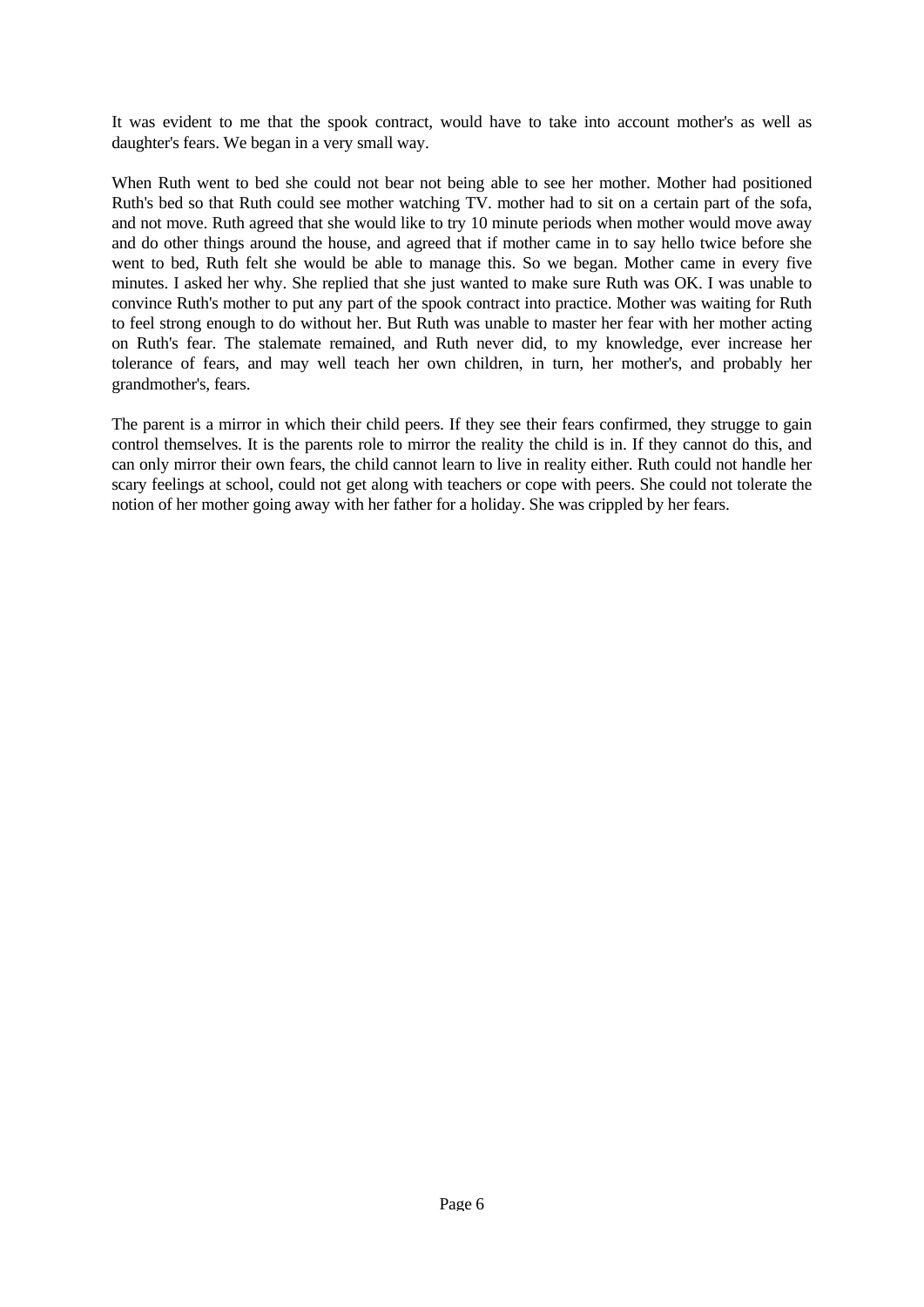It was evident to me that the spook contract, would have to take into account mother's as well as daughter's fears. We began in a very small way.

When Ruth went to bed she could not bear not being able to see her mother. Mother had positioned Ruth's bed so that Ruth could see mother watching TV. mother had to sit on a certain part of the sofa, and not move. Ruth agreed that she would like to try 10 minute periods when mother would move away and do other things around the house, and agreed that if mother came in to say hello twice before she went to bed, Ruth felt she would be able to manage this. So we began. Mother came in every five minutes. I asked her why. She replied that she just wanted to make sure Ruth was OK. I was unable to convince Ruth's mother to put any part of the spook contract into practice. Mother was waiting for Ruth to feel strong enough to do without her. But Ruth was unable to master her fear with her mother acting on Ruth's fear. The stalemate remained, and Ruth never did, to my knowledge, ever increase her tolerance of fears, and may well teach her own children, in turn, her mother's, and probably her grandmother's, fears.

The parent is a mirror in which their child peers. If they see their fears confirmed, they strugge to gain control themselves. It is the parents role to mirror the reality the child is in. If they cannot do this, and can only mirror their own fears, the child cannot learn to live in reality either. Ruth could not handle her scary feelings at school, could not get along with teachers or cope with peers. She could not tolerate the notion of her mother going away with her father for a holiday. She was crippled by her fears.